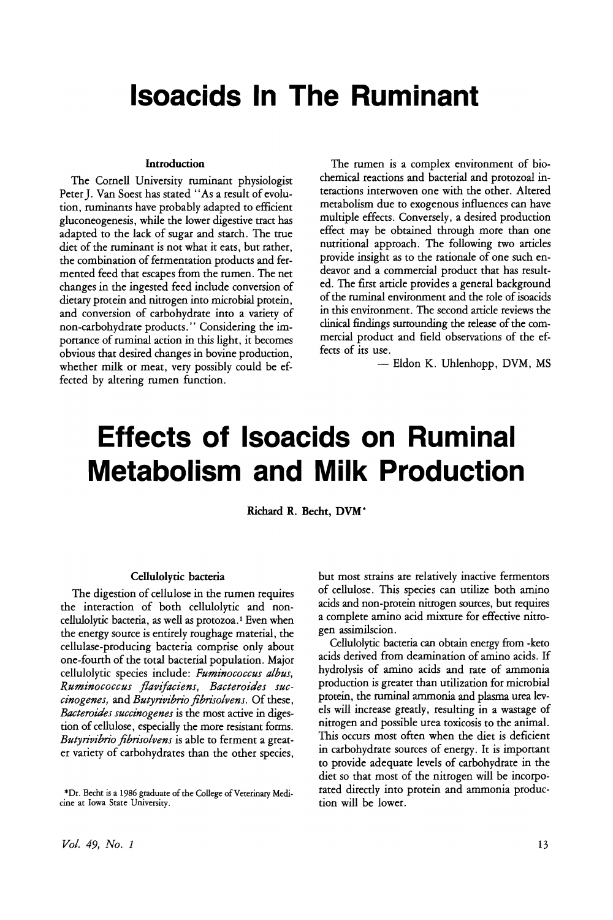# Isoacids In The Ruminant

### Introduction

The Cornell University ruminant physiologist Peter J. Van Soest has stated "As a result of evolution, ruminants have probably adapted to efficient gluconeogenesis, while the lower digestive tract has adapted to the lack of sugar and starch. The true diet of the ruminant is not what it eats, but rather, the combination of fermentation products and fermented feed that escapes from the rumen. The net changes in the ingested feed include conversion of dietary protein and nitrogen into microbial protein, and conversion of carbohydrate into a variety of non-carbohydrate products." Considering the importance of ruminal action in this light, it becomes obvious that desired changes in bovine production, whether milk or meat, very possibly could be effected by altering rumen function.

The rumen is a complex environment of biochemical reactions and bacterial and protozoal interactions interwoven one with the other. Altered metabolism due to exogenous influences can have multiple effects. Conversely, a desired production effect may be obtained through more than one nutritional approach. The following two articles provide insight as to the rationale of one such endeavor and a commercial product that has resulted. The first article provides a general background of the ruminal environment and the role of isoacids in this environment. The second article reviews the clinical findings surrounding the release of the commercial product and field observations of the effects of its use.

— Eldon K. Uhlenhopp, DVM, MS

# Effects of Isoacids on Ruminal Metabolism and Milk Production

Richard R. Becht, DVM*

### Cellulolytic bacteria

The digestion of cellulose in the rumen requires the interaction of both cellulolytic and non-cellulolytic bacteria, as well as protozoa.[1] Even when the energy source is entirely roughage material, the cellulase-producing bacteria comprise only about one-fourth of the total bacterial population. Major cellulolytic species include: *Fuminococcus albus*, *Ruminococcus flavifaciens*, *Bacteroides succinogenes*, and *Butyrivibrio fibrisolvens*. Of these, *Bacteroides succinogenes* is the most active in digestion of cellulose, especially the more resistant forms. *Butyrivibrio fibrisolvens* is able to ferment a greater variety of carbohydrates than the other species, but most strains are relatively inactive fermentors of cellulose. This species can utilize both amino acids and non-protein nitrogen sources, but requires a complete amino acid mixture for effective nitrogen assimilscion.

Cellulolytic bacteria can obtain energy from -keto acids derived from deamination of amino acids. If hydrolysis of amino acids and rate of ammonia production is greater than utilization for microbial protein, the ruminal ammonia and plasma urea levels will increase greatly, resulting in a wastage of nitrogen and possible urea toxicosis to the animal. This occurs most often when the diet is deficient in carbohydrate sources of energy. It is important to provide adequate levels of carbohydrate in the diet so that most of the nitrogen will be incorporated directly into protein and ammonia production will be lower.

*Dr. Becht is a 1986 graduate of the College of Veterinary Medicine at Iowa State University.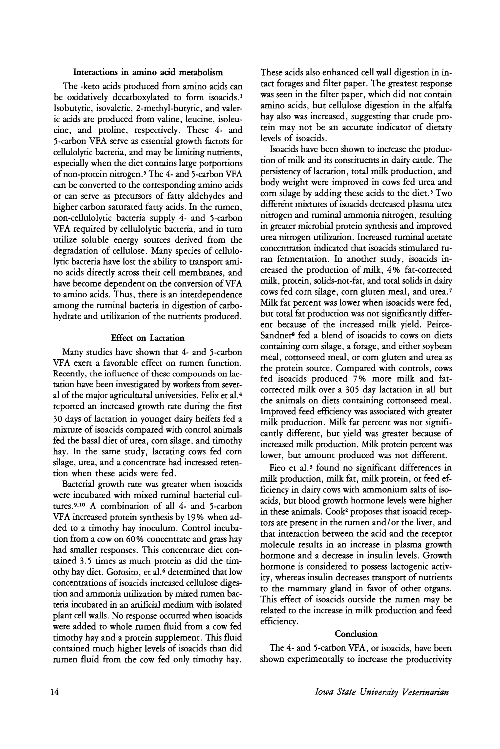### Interactions in amino acid metabolism

The -keto acids produced from amino acids can be oxidatively decarboxylated to form isoacids.[1] Isobutyric, isovaleric, 2-methyl-butyric, and valeric acids are produced from valine, leucine, isoleucine, and proline, respectively. These 4- and 5-carbon VFA serve as essential growth factors for cellulolytic bacteria, and may be limiting nutrients, especially when the diet contains large porportions of non-protein nitrogen.[5] The 4- and 5-carbon VFA can be converted to the corresponding amino acids or can serve as precursors of fatty aldehydes and higher carbon saturated fatty acids. In the rumen, non-cellulolytic bacteria supply 4- and 5-carbon VFA required by cellulolytic bacteria, and in turn utilize soluble energy sources derived from the degradation of cellulose. Many species of cellulolytic bacteria have lost the ability to transport amino acids directly across their cell membranes, and have become dependent on the conversion of VFA to amino acids. Thus, there is an interdependence among the ruminal bacteria in digestion of carbohydrate and utilization of the nutrients produced.

### Effect on Lactation

Many studies have shown that 4- and 5-carbon VFA exert a favorable effect on rumen function. Recently, the influence of these compounds on lactation have been investigated by workers from several of the major agricultural universities. Felix et al.[4] reported an increased growth rate during the first 30 days of lactation in younger dairy heifers fed a mixture of isoacids compared with control animals fed the basal diet of urea, corn silage, and timothy hay. In the same study, lactating cows fed corn silage, urea, and a concentrate had increased retention when these acids were fed.

Bacterial growth rate was greater when isoacids were incubated with mixed ruminal bacterial cultures.[9,10] A combination of all 4- and 5-carbon VFA increased protein synthesis by 19% when added to a timothy hay inoculum. Control incubation from a cow on 60% concentrate and grass hay had smaller responses. This concentrate diet contained 3.5 times as much protein as did the timothy hay diet. Gorosito, et al.[6] determined that low concentrations of isoacids increased cellulose digestion and ammonia utilization by mixed rumen bacteria incubated in an artificial medium with isolated plant cell walls. No response occurred when isoacids were added to whole rumen fluid from a cow fed timothy hay and a protein supplement. This fluid contained much higher levels of isoacids than did rumen fluid from the cow fed only timothy hay. These acids also enhanced cell wall digestion in intact forages and filter paper. The greatest response was seen in the filter paper, which did not contain amino acids, but cellulose digestion in the alfalfa hay also was increased, suggesting that crude protein may not be an accurate indicator of dietary levels of isoacids.

Isoacids have been shown to increase the production of milk and its constituents in dairy cattle. The persistency of lactation, total milk production, and body weight were improved in cows fed urea and corn silage by adding these acids to the diet.[5] Two different mixtures of isoacids decreased plasma urea nitrogen and ruminal ammonia nitrogen, resulting in greater microbial protein synthesis and improved urea nitrogen utilization. Increased ruminal acetate concentration indicated that isoacids stimulated ruran fermentation. In another study, isoacids increased the production of milk, 4% fat-corrected milk, protein, solids-not-fat, and total solids in dairy cows fed corn silage, corn gluten meal, and urea.[7] Milk fat percent was lower when isoacids were fed, but total fat production was not significantly different because of the increased milk yield. Peirce-Sandner[8] fed a blend of isoacids to cows on diets containing corn silage, a forage, and either soybean meal, cottonseed meal, or corn gluten and urea as the protein source. Compared with controls, cows fed isoacids produced 7% more milk and fat-corrected milk over a 305 day lactation in all but the animals on diets containing cottonseed meal. Improved feed efficiency was associated with greater milk production. Milk fat percent was not significantly different, but yield was greater because of increased milk production. Milk protein percent was lower, but amount produced was not different.

Fieo et al.[3] found no significant differences in milk production, milk fat, milk protein, or feed efficiency in dairy cows with ammonium salts of isoacids, but blood growth hormone levels were higher in these animals. Cook[2] proposes that isoacid receptors are present in the rumen and/or the liver, and that interaction between the acid and the receptor molecule results in an increase in plasma growth hormone and a decrease in insulin levels. Growth hormone is considered to possess lactogenic activity, whereas insulin decreases transport of nutrients to the mammary gland in favor of other organs. This effect of isoacids outside the rumen may be related to the increase in milk production and feed efficiency.

### Conclusion

The 4- and 5-carbon VFA, or isoacids, have been shown experimentally to increase the productivity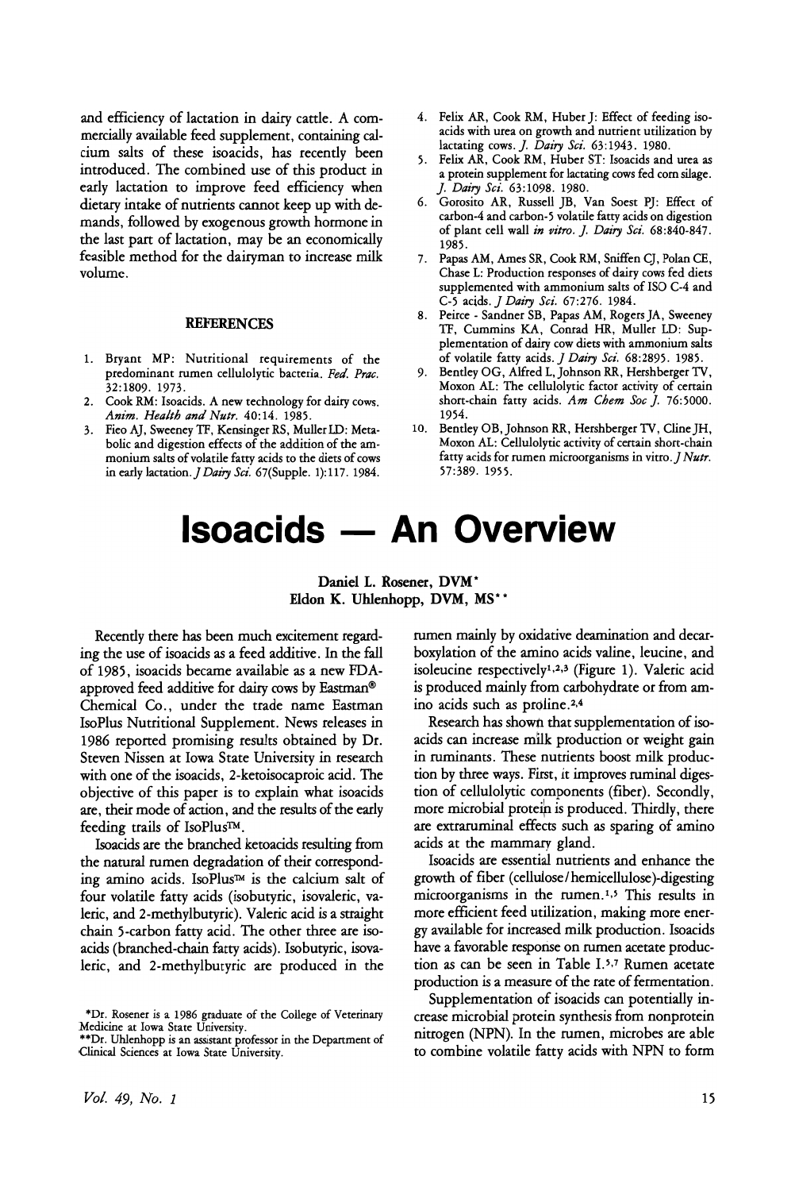and efficiency of lactation in dairy cattle. A commercially available feed supplement, containing calcium salts of these isoacids, has recently been introduced. The combined use of this product in early lactation to improve feed efficiency when dietary intake of nutrients cannot keep up with demands, followed by exogenous growth hormone in the last part of lactation, may be an economically feasible method for the dairyman to increase milk volume.

## REFERENCES

1. Bryant MP: Nutritional requirements of the predominant rumen cellulolytic bacteria. *Fed. Prac.* 32:1809. 1973.
2. Cook RM: Isoacids. A new technology for dairy cows. *Anim. Health and Nutr.* 40:14. 1985.
3. Fieo AJ, Sweeney TF, Kensinger RS, Muller LD: Metabolic and digestion effects of the addition of the ammonium salts of volatile fatty acids to the diets of cows in early lactation. *J Dairy Sci.* 67(Supple. 1):117. 1984.
4. Felix AR, Cook RM, Huber J: Effect of feeding isoacids with urea on growth and nutrient utilization by lactating cows. *J. Dairy Sci.* 63:1943. 1980.
5. Felix AR, Cook RM, Huber ST: Isoacids and urea as a protein supplement for lactating cows fed corn silage. *J. Dairy Sci.* 63:1098. 1980.
6. Gorosito AR, Russell JB, Van Soest PJ: Effect of carbon-4 and carbon-5 volatile fatty acids on digestion of plant cell wall *in vitro*. *J. Dairy Sci.* 68:840-847. 1985.
7. Papas AM, Ames SR, Cook RM, Sniffen CJ, Polan CE, Chase L: Production responses of dairy cows fed diets supplemented with ammonium salts of ISO C-4 and C-5 acids. *J Dairy Sci.* 67:276. 1984.
8. Peirce - Sandner SB, Papas AM, Rogers JA, Sweeney TF, Cummins KA, Conrad HR, Muller LD: Supplementation of dairy cow diets with ammonium salts of volatile fatty acids. *J Dairy Sci.* 68:2895. 1985.
9. Bentley OG, Alfred L, Johnson RR, Hershberger TV, Moxon AL: The cellulolytic factor activity of certain short-chain fatty acids. *Am Chem Soc J.* 76:5000. 1954.
10. Bentley OB, Johnson RR, Hershberger TV, Cline JH, Moxon AL: Cellulolytic activity of certain short-chain fatty acids for rumen microorganisms in vitro. *J Nutr.* 57:389. 1955.

# Isoacids — An Overview

**Daniel L. Rosener, DVM\***
**Eldon K. Uhlenhopp, DVM, MS\*\***

Recently there has been much excitement regarding the use of isoacids as a feed additive. In the fall of 1985, isoacids became available as a new FDA-approved feed additive for dairy cows by Eastman® Chemical Co., under the trade name Eastman IsoPlus Nutritional Supplement. News releases in 1986 reported promising results obtained by Dr. Steven Nissen at Iowa State University in research with one of the isoacids, 2-ketoisocaproic acid. The objective of this paper is to explain what isoacids are, their mode of action, and the results of the early feeding trails of IsoPlus™.

Isoacids are the branched ketoacids resulting from the natural rumen degradation of their corresponding amino acids. IsoPlus™ is the calcium salt of four volatile fatty acids (isobutyric, isovaleric, valeric, and 2-methylbutyric). Valeric acid is a straight chain 5-carbon fatty acid. The other three are isoacids (branched-chain fatty acids). Isobutyric, isovaleric, and 2-methylbutyric are produced in the rumen mainly by oxidative deamination and decarboxylation of the amino acids valine, leucine, and isoleucine respectively[1,2,3] (Figure 1). Valeric acid is produced mainly from carbohydrate or from amino acids such as proline.[2,4]

Research has shown that supplementation of isoacids can increase milk production or weight gain in ruminants. These nutrients boost milk production by three ways. First, it improves ruminal digestion of cellulolytic components (fiber). Secondly, more microbial protein is produced. Thirdly, there are extraruminal effects such as sparing of amino acids at the mammary gland.

Isoacids are essential nutrients and enhance the growth of fiber (cellulose/hemicellulose)-digesting microorganisms in the rumen.[1,5] This results in more efficient feed utilization, making more energy available for increased milk production. Isoacids have a favorable response on rumen acetate production as can be seen in Table I.[5,7] Rumen acetate production is a measure of the rate of fermentation.

Supplementation of isoacids can potentially increase microbial protein synthesis from nonprotein nitrogen (NPN). In the rumen, microbes are able to combine volatile fatty acids with NPN to form

\*Dr. Rosener is a 1986 graduate of the College of Veterinary Medicine at Iowa State University.
\*\*Dr. Uhlenhopp is an assistant professor in the Department of Clinical Sciences at Iowa State University.